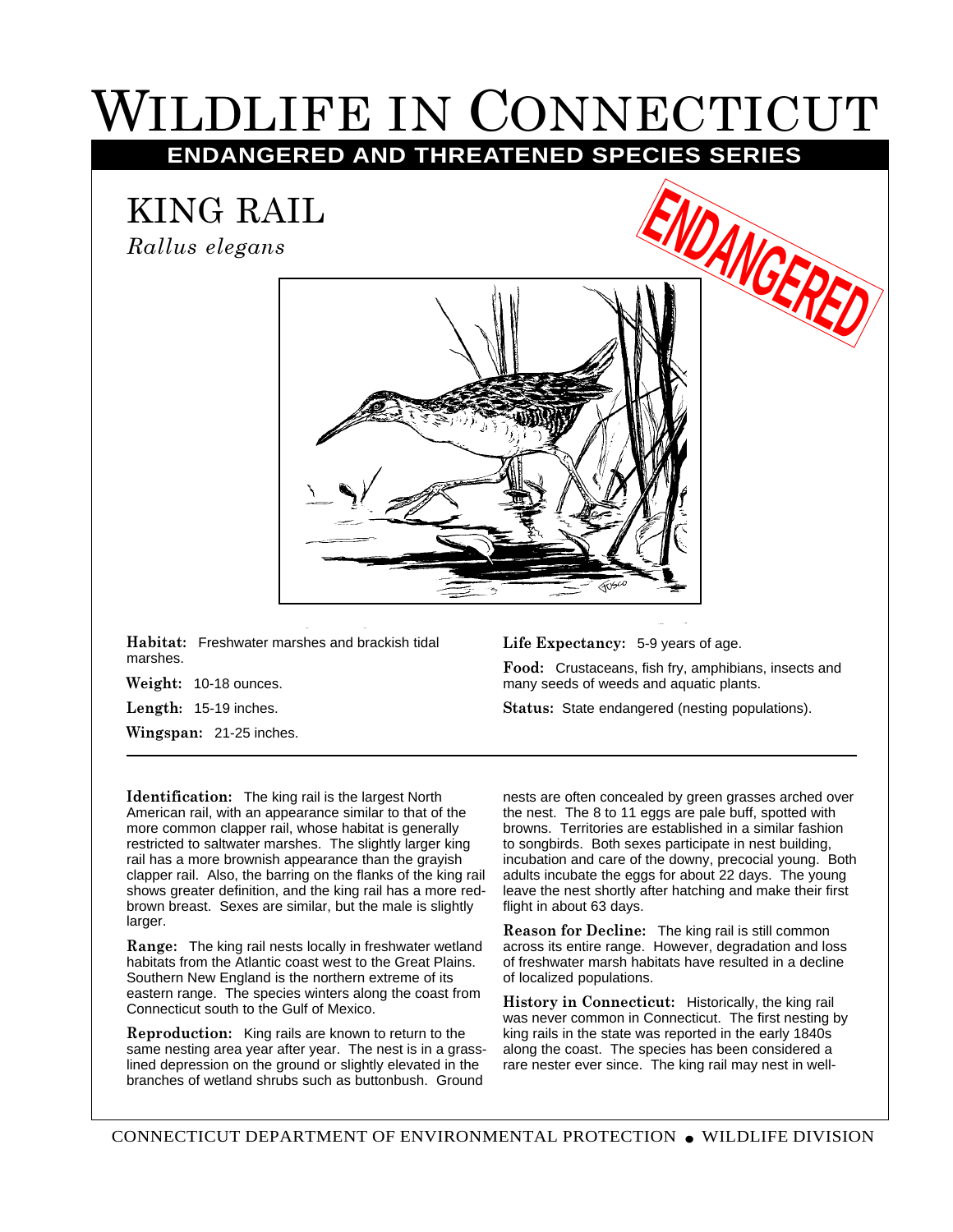# Wildlife in Connecticut

**ENDANGERED AND THREATENED SPECIES SERIES**

## KING RAIL

*Rallus elegans*

ENDANGERED

**Habitat:** Freshwater marshes and brackish tidal marshes.

**Weight:** 10-18 ounces.

**Length:** 15-19 inches.

**Wingspan:** 21-25 inches.

**Life Expectancy:** 5-9 years of age.

**Food:** Crustaceans, fish fry, amphibians, insects and many seeds of weeds and aquatic plants.

**Status:** State endangered (nesting populations).

---

**Identification:** The king rail is the largest North American rail, with an appearance similar to that of the more common clapper rail, whose habitat is generally restricted to saltwater marshes. The slightly larger king rail has a more brownish appearance than the grayish clapper rail. Also, the barring on the flanks of the king rail shows greater definition, and the king rail has a more red-brown breast. Sexes are similar, but the male is slightly larger.

**Range:** The king rail nests locally in freshwater wetland habitats from the Atlantic coast west to the Great Plains. Southern New England is the northern extreme of its eastern range. The species winters along the coast from Connecticut south to the Gulf of Mexico.

**Reproduction:** King rails are known to return to the same nesting area year after year. The nest is in a grass-lined depression on the ground or slightly elevated in the branches of wetland shrubs such as buttonbush. Ground nests are often concealed by green grasses arched over the nest. The 8 to 11 eggs are pale buff, spotted with browns. Territories are established in a similar fashion to songbirds. Both sexes participate in nest building, incubation and care of the downy, precocial young. Both adults incubate the eggs for about 22 days. The young leave the nest shortly after hatching and make their first flight in about 63 days.

**Reason for Decline:** The king rail is still common across its entire range. However, degradation and loss of freshwater marsh habitats have resulted in a decline of localized populations.

**History in Connecticut:** Historically, the king rail was never common in Connecticut. The first nesting by king rails in the state was reported in the early 1840s along the coast. The species has been considered a rare nester ever since. The king rail may nest in well-

CONNECTICUT DEPARTMENT OF ENVIRONMENTAL PROTECTION ● WILDLIFE DIVISION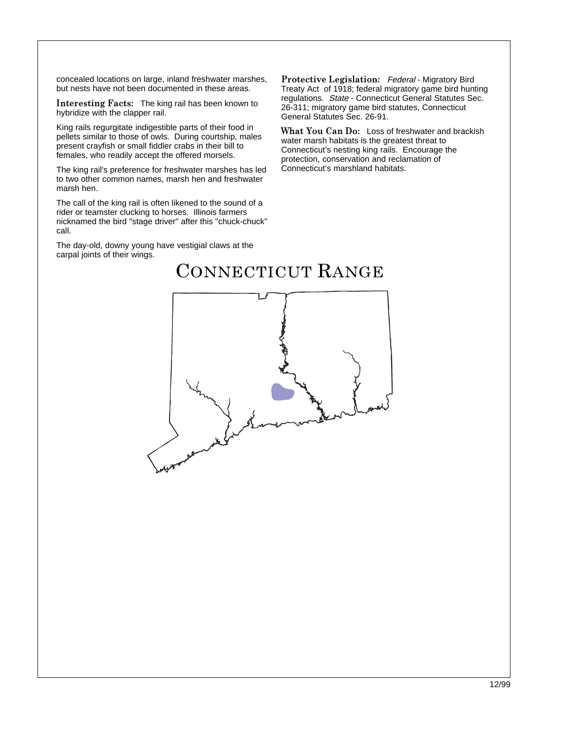concealed locations on large, inland freshwater marshes, but nests have not been documented in these areas.

**Interesting Facts:** The king rail has been known to hybridize with the clapper rail.

King rails regurgitate indigestible parts of their food in pellets similar to those of owls. During courtship, males present crayfish or small fiddler crabs in their bill to females, who readily accept the offered morsels.

The king rail's preference for freshwater marshes has led to two other common names, marsh hen and freshwater marsh hen.

The call of the king rail is often likened to the sound of a rider or teamster clucking to horses. Illinois farmers nicknamed the bird "stage driver" after this "chuck-chuck" call.

The day-old, downy young have vestigial claws at the carpal joints of their wings.

**Protective Legislation:** *Federal* - Migratory Bird Treaty Act of 1918; federal migratory game bird hunting regulations. *State* - Connecticut General Statutes Sec. 26-311; migratory game bird statutes, Connecticut General Statutes Sec. 26-91.

**What You Can Do:** Loss of freshwater and brackish water marsh habitats is the greatest threat to Connecticut's nesting king rails. Encourage the protection, conservation and reclamation of Connecticut's marshland habitats.

## Connecticut Range

12/99